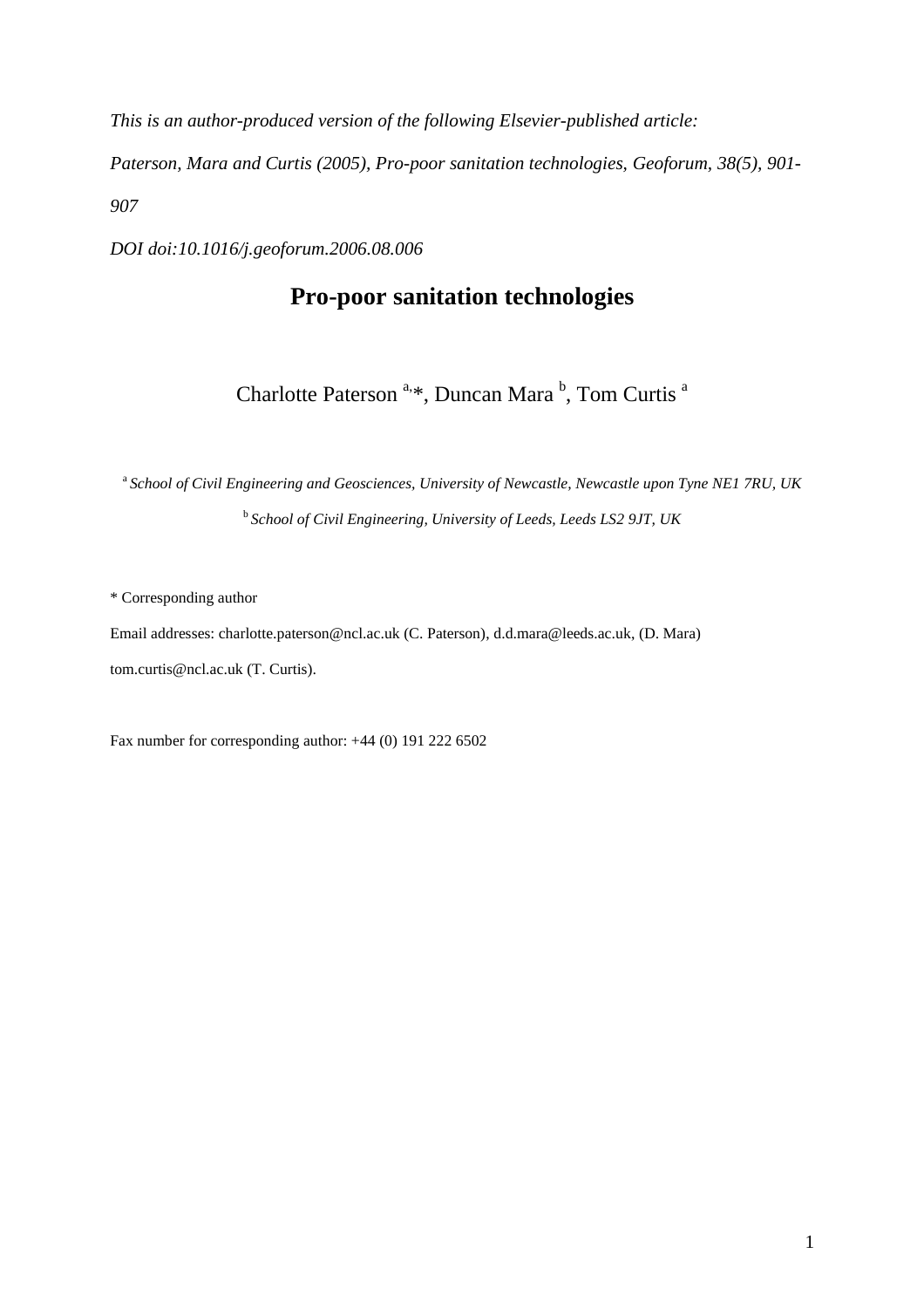*This is an author-produced version of the following Elsevier-published article:*

*Paterson, Mara and Curtis (2005), Pro-poor sanitation technologies, Geoforum, 38(5), 901-907*

*DOI doi:10.1016/j.geoforum.2006.08.006*

# Pro-poor sanitation technologies

Charlotte Paterson [a,*], Duncan Mara [b], Tom Curtis [a]

[a] *School of Civil Engineering and Geosciences, University of Newcastle, Newcastle upon Tyne NE1 7RU, UK*

[b] *School of Civil Engineering, University of Leeds, Leeds LS2 9JT, UK*

* Corresponding author

Email addresses: charlotte.paterson@ncl.ac.uk (C. Paterson), d.d.mara@leeds.ac.uk, (D. Mara) tom.curtis@ncl.ac.uk (T. Curtis).

Fax number for corresponding author: +44 (0) 191 222 6502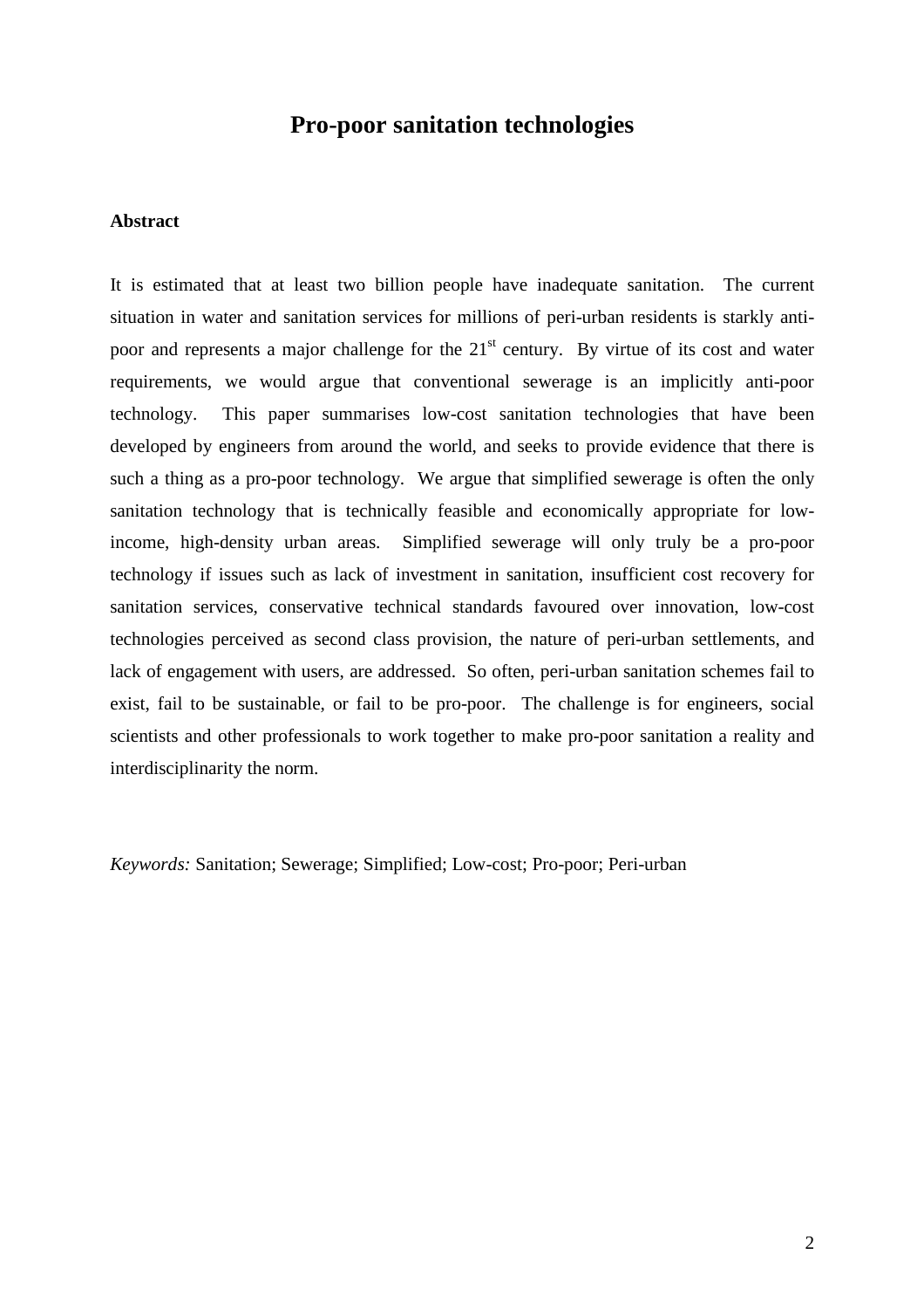# Pro-poor sanitation technologies

## Abstract

It is estimated that at least two billion people have inadequate sanitation. The current situation in water and sanitation services for millions of peri-urban residents is starkly anti-poor and represents a major challenge for the 21st century. By virtue of its cost and water requirements, we would argue that conventional sewerage is an implicitly anti-poor technology. This paper summarises low-cost sanitation technologies that have been developed by engineers from around the world, and seeks to provide evidence that there is such a thing as a pro-poor technology. We argue that simplified sewerage is often the only sanitation technology that is technically feasible and economically appropriate for low-income, high-density urban areas. Simplified sewerage will only truly be a pro-poor technology if issues such as lack of investment in sanitation, insufficient cost recovery for sanitation services, conservative technical standards favoured over innovation, low-cost technologies perceived as second class provision, the nature of peri-urban settlements, and lack of engagement with users, are addressed. So often, peri-urban sanitation schemes fail to exist, fail to be sustainable, or fail to be pro-poor. The challenge is for engineers, social scientists and other professionals to work together to make pro-poor sanitation a reality and interdisciplinarity the norm.

*Keywords:* Sanitation; Sewerage; Simplified; Low-cost; Pro-poor; Peri-urban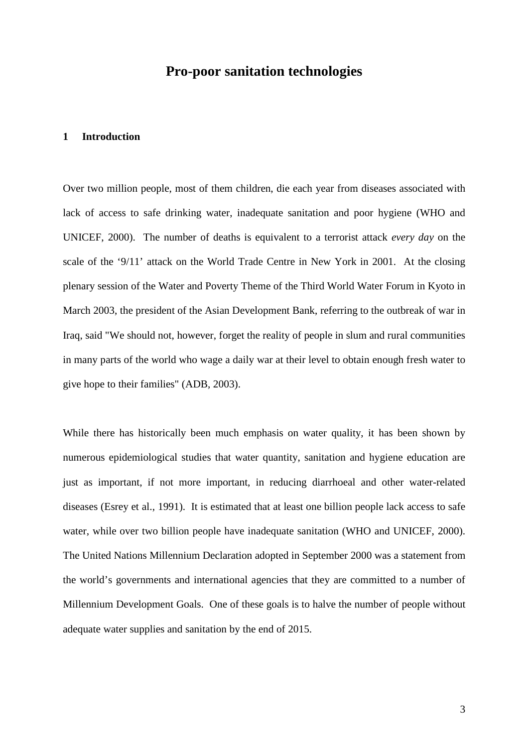# Pro-poor sanitation technologies

## 1 Introduction

Over two million people, most of them children, die each year from diseases associated with lack of access to safe drinking water, inadequate sanitation and poor hygiene (WHO and UNICEF, 2000). The number of deaths is equivalent to a terrorist attack *every day* on the scale of the '9/11' attack on the World Trade Centre in New York in 2001. At the closing plenary session of the Water and Poverty Theme of the Third World Water Forum in Kyoto in March 2003, the president of the Asian Development Bank, referring to the outbreak of war in Iraq, said "We should not, however, forget the reality of people in slum and rural communities in many parts of the world who wage a daily war at their level to obtain enough fresh water to give hope to their families" (ADB, 2003).

While there has historically been much emphasis on water quality, it has been shown by numerous epidemiological studies that water quantity, sanitation and hygiene education are just as important, if not more important, in reducing diarrhoeal and other water-related diseases (Esrey et al., 1991). It is estimated that at least one billion people lack access to safe water, while over two billion people have inadequate sanitation (WHO and UNICEF, 2000). The United Nations Millennium Declaration adopted in September 2000 was a statement from the world's governments and international agencies that they are committed to a number of Millennium Development Goals. One of these goals is to halve the number of people without adequate water supplies and sanitation by the end of 2015.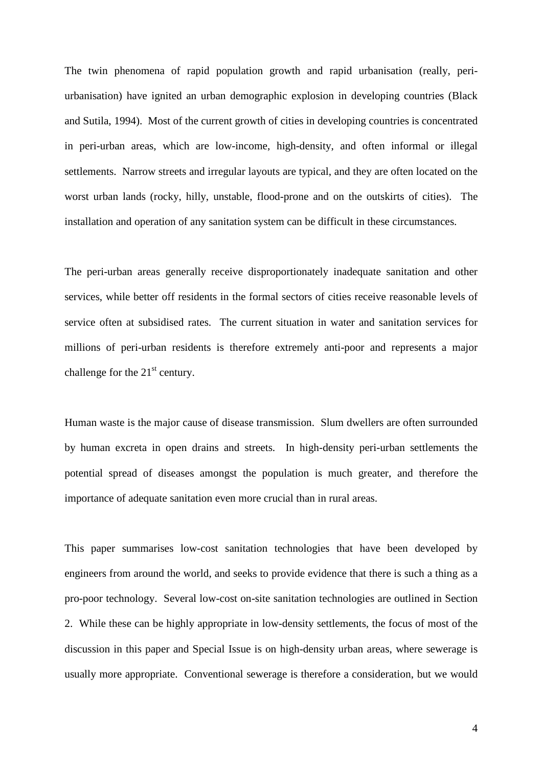The twin phenomena of rapid population growth and rapid urbanisation (really, peri-urbanisation) have ignited an urban demographic explosion in developing countries (Black and Sutila, 1994). Most of the current growth of cities in developing countries is concentrated in peri-urban areas, which are low-income, high-density, and often informal or illegal settlements. Narrow streets and irregular layouts are typical, and they are often located on the worst urban lands (rocky, hilly, unstable, flood-prone and on the outskirts of cities). The installation and operation of any sanitation system can be difficult in these circumstances.

The peri-urban areas generally receive disproportionately inadequate sanitation and other services, while better off residents in the formal sectors of cities receive reasonable levels of service often at subsidised rates. The current situation in water and sanitation services for millions of peri-urban residents is therefore extremely anti-poor and represents a major challenge for the 21st century.

Human waste is the major cause of disease transmission. Slum dwellers are often surrounded by human excreta in open drains and streets. In high-density peri-urban settlements the potential spread of diseases amongst the population is much greater, and therefore the importance of adequate sanitation even more crucial than in rural areas.

This paper summarises low-cost sanitation technologies that have been developed by engineers from around the world, and seeks to provide evidence that there is such a thing as a pro-poor technology. Several low-cost on-site sanitation technologies are outlined in Section 2. While these can be highly appropriate in low-density settlements, the focus of most of the discussion in this paper and Special Issue is on high-density urban areas, where sewerage is usually more appropriate. Conventional sewerage is therefore a consideration, but we would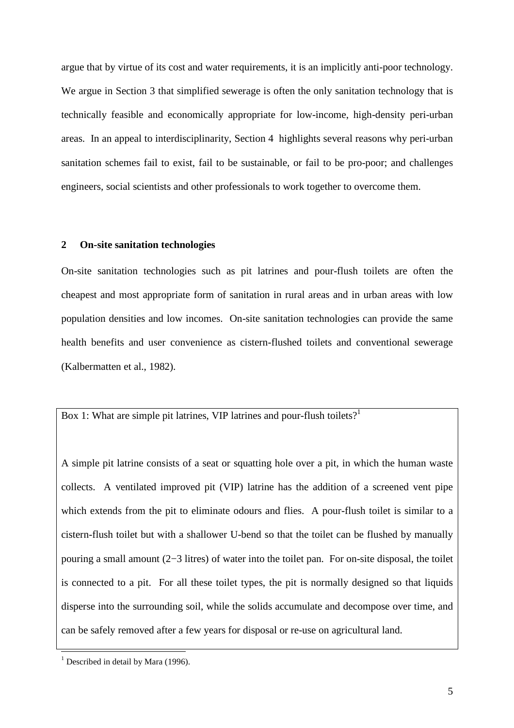argue that by virtue of its cost and water requirements, it is an implicitly anti-poor technology. We argue in Section 3 that simplified sewerage is often the only sanitation technology that is technically feasible and economically appropriate for low-income, high-density peri-urban areas. In an appeal to interdisciplinarity, Section 4 highlights several reasons why peri-urban sanitation schemes fail to exist, fail to be sustainable, or fail to be pro-poor; and challenges engineers, social scientists and other professionals to work together to overcome them.

## 2 On-site sanitation technologies

On-site sanitation technologies such as pit latrines and pour-flush toilets are often the cheapest and most appropriate form of sanitation in rural areas and in urban areas with low population densities and low incomes. On-site sanitation technologies can provide the same health benefits and user convenience as cistern-flushed toilets and conventional sewerage (Kalbermatten et al., 1982).

> Box 1: What are simple pit latrines, VIP latrines and pour-flush toilets?[1]
>
> A simple pit latrine consists of a seat or squatting hole over a pit, in which the human waste collects. A ventilated improved pit (VIP) latrine has the addition of a screened vent pipe which extends from the pit to eliminate odours and flies. A pour-flush toilet is similar to a cistern-flush toilet but with a shallower U-bend so that the toilet can be flushed by manually pouring a small amount (2−3 litres) of water into the toilet pan. For on-site disposal, the toilet is connected to a pit. For all these toilet types, the pit is normally designed so that liquids disperse into the surrounding soil, while the solids accumulate and decompose over time, and can be safely removed after a few years for disposal or re-use on agricultural land.

[1] Described in detail by Mara (1996).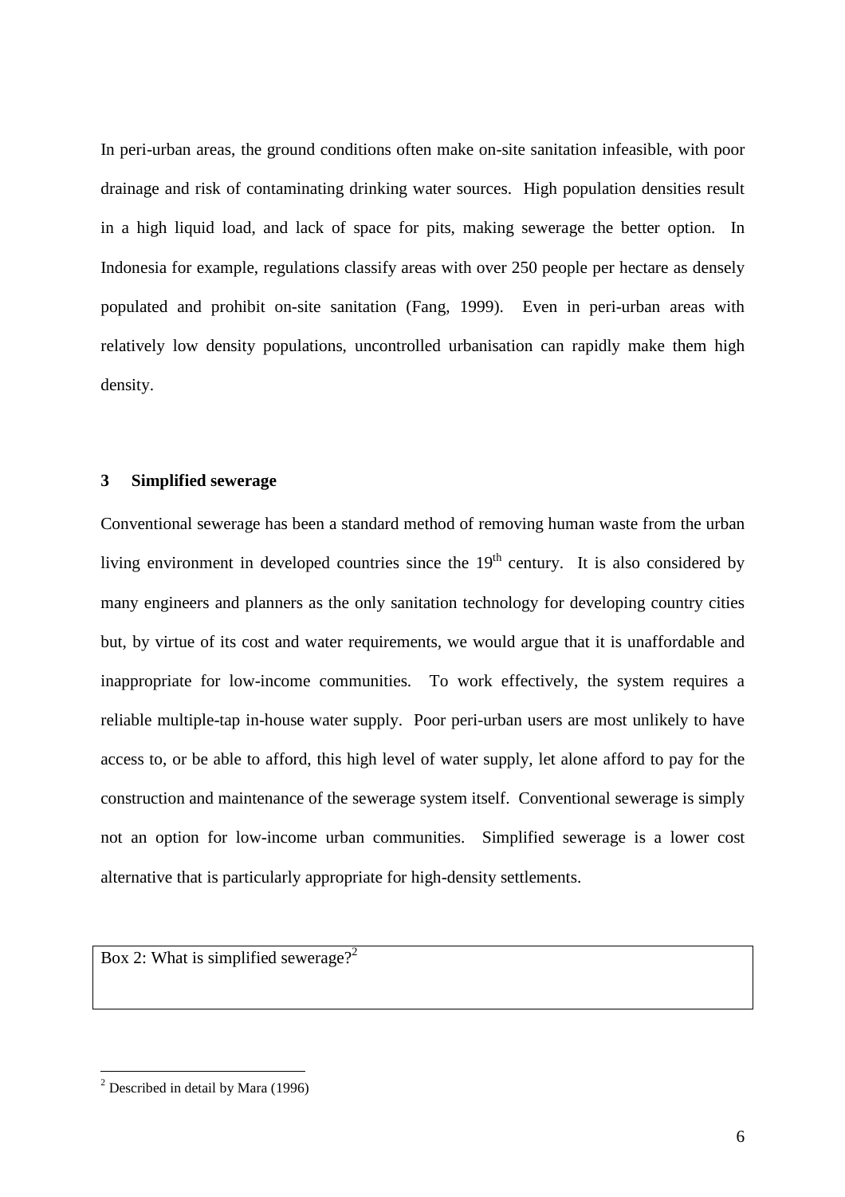In peri-urban areas, the ground conditions often make on-site sanitation infeasible, with poor drainage and risk of contaminating drinking water sources. High population densities result in a high liquid load, and lack of space for pits, making sewerage the better option. In Indonesia for example, regulations classify areas with over 250 people per hectare as densely populated and prohibit on-site sanitation (Fang, 1999). Even in peri-urban areas with relatively low density populations, uncontrolled urbanisation can rapidly make them high density.

## 3 Simplified sewerage

Conventional sewerage has been a standard method of removing human waste from the urban living environment in developed countries since the 19th century. It is also considered by many engineers and planners as the only sanitation technology for developing country cities but, by virtue of its cost and water requirements, we would argue that it is unaffordable and inappropriate for low-income communities. To work effectively, the system requires a reliable multiple-tap in-house water supply. Poor peri-urban users are most unlikely to have access to, or be able to afford, this high level of water supply, let alone afford to pay for the construction and maintenance of the sewerage system itself. Conventional sewerage is simply not an option for low-income urban communities. Simplified sewerage is a lower cost alternative that is particularly appropriate for high-density settlements.

Box 2: What is simplified sewerage?[2]

[2] Described in detail by Mara (1996)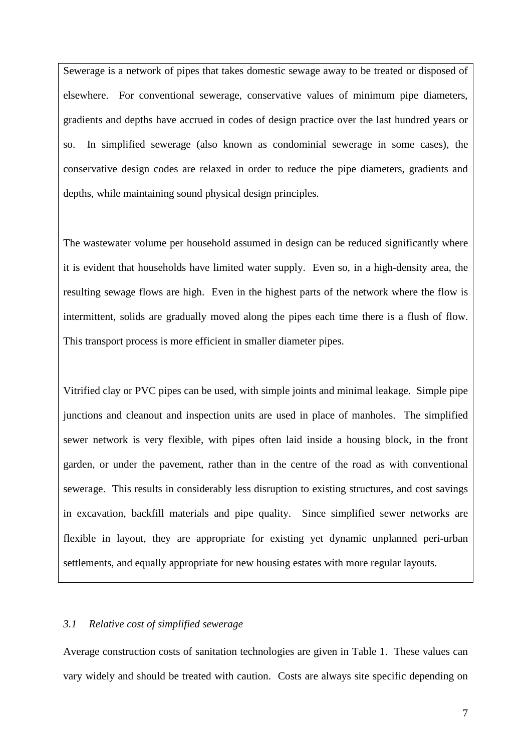Sewerage is a network of pipes that takes domestic sewage away to be treated or disposed of elsewhere. For conventional sewerage, conservative values of minimum pipe diameters, gradients and depths have accrued in codes of design practice over the last hundred years or so. In simplified sewerage (also known as condominial sewerage in some cases), the conservative design codes are relaxed in order to reduce the pipe diameters, gradients and depths, while maintaining sound physical design principles.

The wastewater volume per household assumed in design can be reduced significantly where it is evident that households have limited water supply. Even so, in a high-density area, the resulting sewage flows are high. Even in the highest parts of the network where the flow is intermittent, solids are gradually moved along the pipes each time there is a flush of flow. This transport process is more efficient in smaller diameter pipes.

Vitrified clay or PVC pipes can be used, with simple joints and minimal leakage. Simple pipe junctions and cleanout and inspection units are used in place of manholes. The simplified sewer network is very flexible, with pipes often laid inside a housing block, in the front garden, or under the pavement, rather than in the centre of the road as with conventional sewerage. This results in considerably less disruption to existing structures, and cost savings in excavation, backfill materials and pipe quality. Since simplified sewer networks are flexible in layout, they are appropriate for existing yet dynamic unplanned peri-urban settlements, and equally appropriate for new housing estates with more regular layouts.

### *3.1 Relative cost of simplified sewerage*

Average construction costs of sanitation technologies are given in Table 1. These values can vary widely and should be treated with caution. Costs are always site specific depending on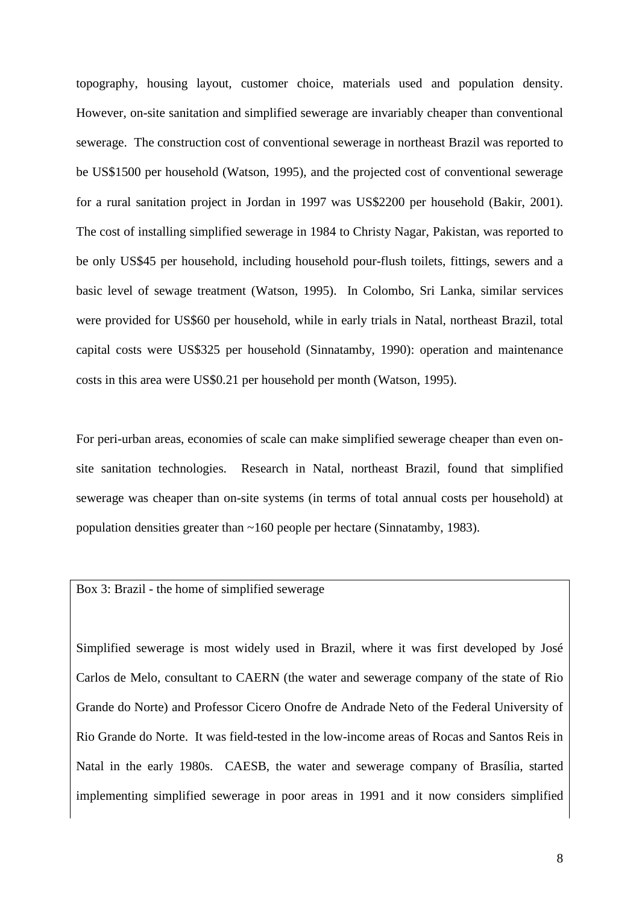topography, housing layout, customer choice, materials used and population density. However, on-site sanitation and simplified sewerage are invariably cheaper than conventional sewerage. The construction cost of conventional sewerage in northeast Brazil was reported to be US$1500 per household (Watson, 1995), and the projected cost of conventional sewerage for a rural sanitation project in Jordan in 1997 was US$2200 per household (Bakir, 2001). The cost of installing simplified sewerage in 1984 to Christy Nagar, Pakistan, was reported to be only US$45 per household, including household pour-flush toilets, fittings, sewers and a basic level of sewage treatment (Watson, 1995). In Colombo, Sri Lanka, similar services were provided for US$60 per household, while in early trials in Natal, northeast Brazil, total capital costs were US$325 per household (Sinnatamby, 1990): operation and maintenance costs in this area were US$0.21 per household per month (Watson, 1995).

For peri-urban areas, economies of scale can make simplified sewerage cheaper than even on-site sanitation technologies. Research in Natal, northeast Brazil, found that simplified sewerage was cheaper than on-site systems (in terms of total annual costs per household) at population densities greater than ~160 people per hectare (Sinnatamby, 1983).

Box 3: Brazil - the home of simplified sewerage

Simplified sewerage is most widely used in Brazil, where it was first developed by José Carlos de Melo, consultant to CAERN (the water and sewerage company of the state of Rio Grande do Norte) and Professor Cicero Onofre de Andrade Neto of the Federal University of Rio Grande do Norte. It was field-tested in the low-income areas of Rocas and Santos Reis in Natal in the early 1980s. CAESB, the water and sewerage company of Brasília, started implementing simplified sewerage in poor areas in 1991 and it now considers simplified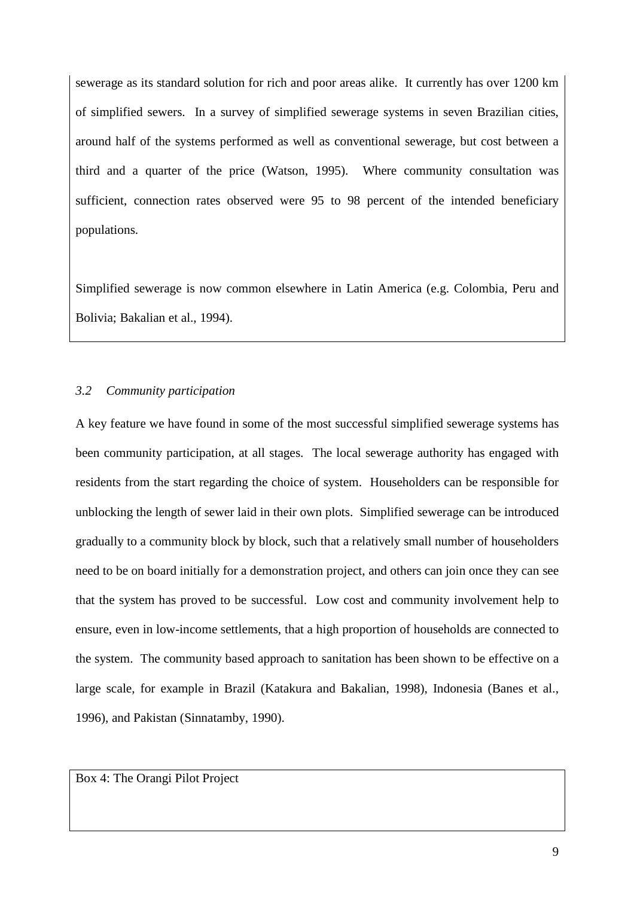sewerage as its standard solution for rich and poor areas alike. It currently has over 1200 km of simplified sewers. In a survey of simplified sewerage systems in seven Brazilian cities, around half of the systems performed as well as conventional sewerage, but cost between a third and a quarter of the price (Watson, 1995). Where community consultation was sufficient, connection rates observed were 95 to 98 percent of the intended beneficiary populations.

Simplified sewerage is now common elsewhere in Latin America (e.g. Colombia, Peru and Bolivia; Bakalian et al., 1994).

### *3.2 Community participation*

A key feature we have found in some of the most successful simplified sewerage systems has been community participation, at all stages. The local sewerage authority has engaged with residents from the start regarding the choice of system. Householders can be responsible for unblocking the length of sewer laid in their own plots. Simplified sewerage can be introduced gradually to a community block by block, such that a relatively small number of householders need to be on board initially for a demonstration project, and others can join once they can see that the system has proved to be successful. Low cost and community involvement help to ensure, even in low-income settlements, that a high proportion of households are connected to the system. The community based approach to sanitation has been shown to be effective on a large scale, for example in Brazil (Katakura and Bakalian, 1998), Indonesia (Banes et al., 1996), and Pakistan (Sinnatamby, 1990).

Box 4: The Orangi Pilot Project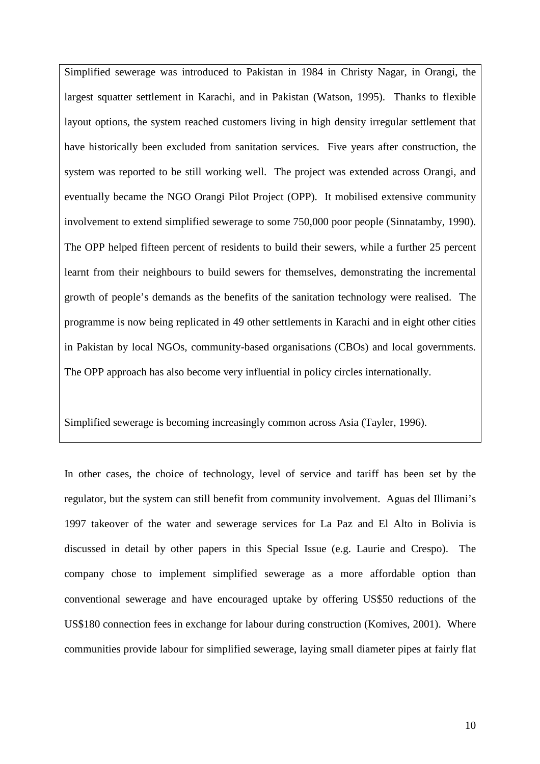Simplified sewerage was introduced to Pakistan in 1984 in Christy Nagar, in Orangi, the largest squatter settlement in Karachi, and in Pakistan (Watson, 1995). Thanks to flexible layout options, the system reached customers living in high density irregular settlement that have historically been excluded from sanitation services. Five years after construction, the system was reported to be still working well. The project was extended across Orangi, and eventually became the NGO Orangi Pilot Project (OPP). It mobilised extensive community involvement to extend simplified sewerage to some 750,000 poor people (Sinnatamby, 1990). The OPP helped fifteen percent of residents to build their sewers, while a further 25 percent learnt from their neighbours to build sewers for themselves, demonstrating the incremental growth of people's demands as the benefits of the sanitation technology were realised. The programme is now being replicated in 49 other settlements in Karachi and in eight other cities in Pakistan by local NGOs, community-based organisations (CBOs) and local governments. The OPP approach has also become very influential in policy circles internationally.

Simplified sewerage is becoming increasingly common across Asia (Tayler, 1996).

In other cases, the choice of technology, level of service and tariff has been set by the regulator, but the system can still benefit from community involvement. Aguas del Illimani's 1997 takeover of the water and sewerage services for La Paz and El Alto in Bolivia is discussed in detail by other papers in this Special Issue (e.g. Laurie and Crespo). The company chose to implement simplified sewerage as a more affordable option than conventional sewerage and have encouraged uptake by offering US$50 reductions of the US$180 connection fees in exchange for labour during construction (Komives, 2001). Where communities provide labour for simplified sewerage, laying small diameter pipes at fairly flat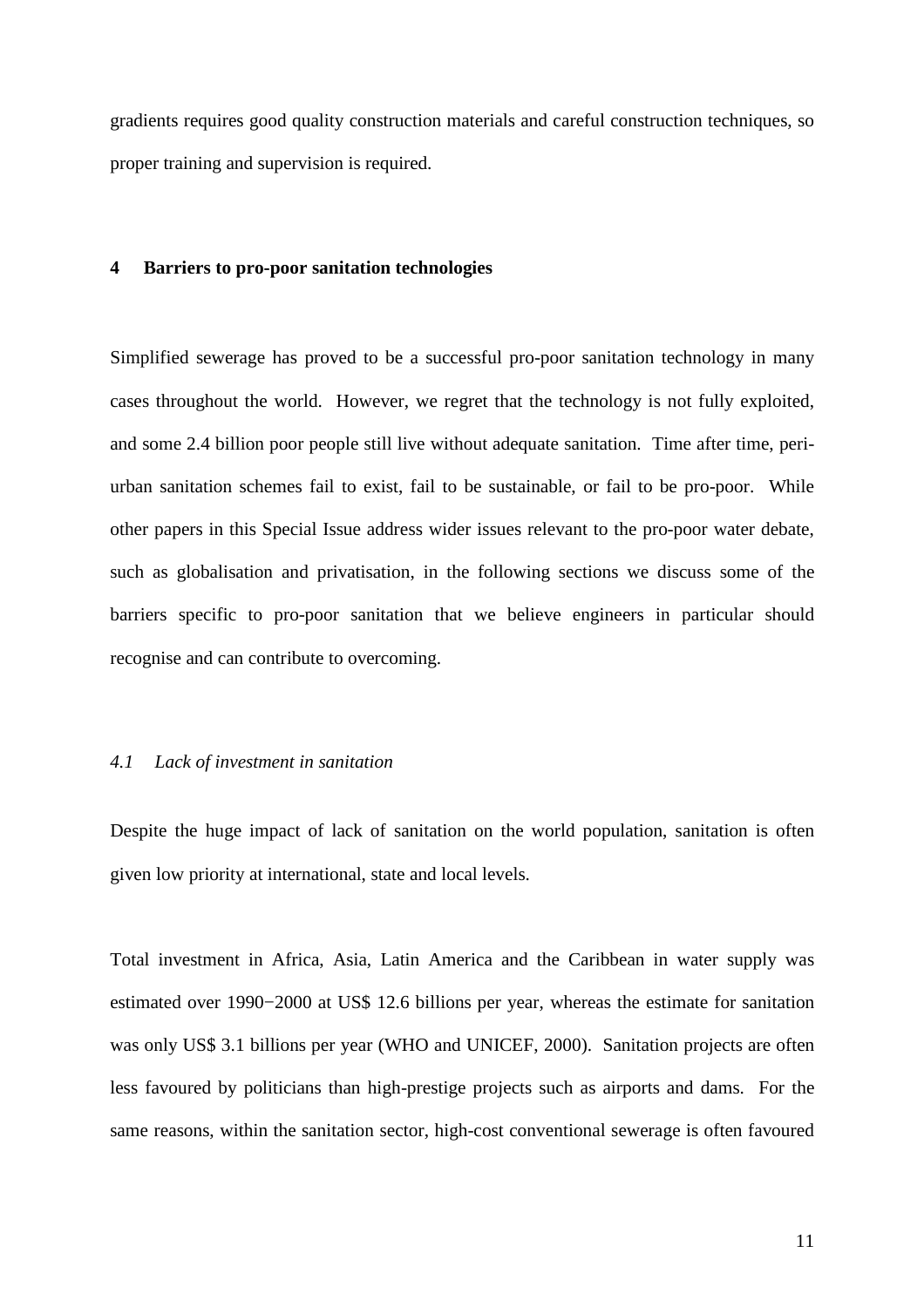gradients requires good quality construction materials and careful construction techniques, so proper training and supervision is required.

## 4 Barriers to pro-poor sanitation technologies

Simplified sewerage has proved to be a successful pro-poor sanitation technology in many cases throughout the world. However, we regret that the technology is not fully exploited, and some 2.4 billion poor people still live without adequate sanitation. Time after time, peri-urban sanitation schemes fail to exist, fail to be sustainable, or fail to be pro-poor. While other papers in this Special Issue address wider issues relevant to the pro-poor water debate, such as globalisation and privatisation, in the following sections we discuss some of the barriers specific to pro-poor sanitation that we believe engineers in particular should recognise and can contribute to overcoming.

### *4.1 Lack of investment in sanitation*

Despite the huge impact of lack of sanitation on the world population, sanitation is often given low priority at international, state and local levels.

Total investment in Africa, Asia, Latin America and the Caribbean in water supply was estimated over 1990−2000 at US$ 12.6 billions per year, whereas the estimate for sanitation was only US$ 3.1 billions per year (WHO and UNICEF, 2000). Sanitation projects are often less favoured by politicians than high-prestige projects such as airports and dams. For the same reasons, within the sanitation sector, high-cost conventional sewerage is often favoured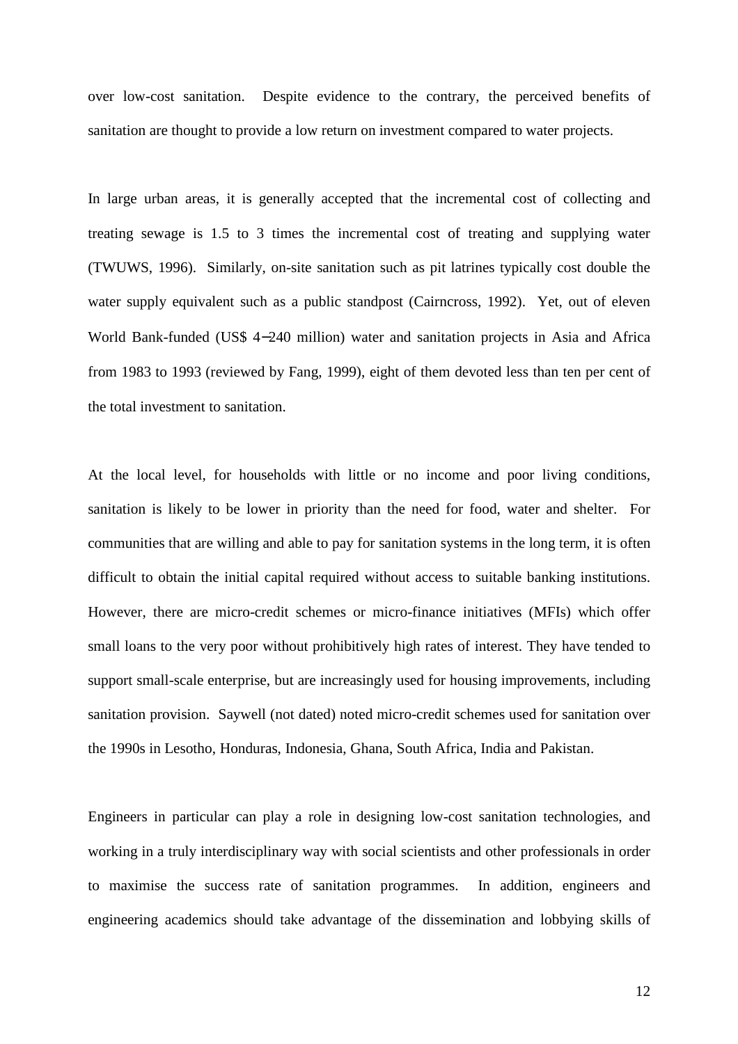over low-cost sanitation. Despite evidence to the contrary, the perceived benefits of sanitation are thought to provide a low return on investment compared to water projects.

In large urban areas, it is generally accepted that the incremental cost of collecting and treating sewage is 1.5 to 3 times the incremental cost of treating and supplying water (TWUWS, 1996). Similarly, on-site sanitation such as pit latrines typically cost double the water supply equivalent such as a public standpost (Cairncross, 1992). Yet, out of eleven World Bank-funded (US$ 4–240 million) water and sanitation projects in Asia and Africa from 1983 to 1993 (reviewed by Fang, 1999), eight of them devoted less than ten per cent of the total investment to sanitation.

At the local level, for households with little or no income and poor living conditions, sanitation is likely to be lower in priority than the need for food, water and shelter. For communities that are willing and able to pay for sanitation systems in the long term, it is often difficult to obtain the initial capital required without access to suitable banking institutions. However, there are micro-credit schemes or micro-finance initiatives (MFIs) which offer small loans to the very poor without prohibitively high rates of interest. They have tended to support small-scale enterprise, but are increasingly used for housing improvements, including sanitation provision. Saywell (not dated) noted micro-credit schemes used for sanitation over the 1990s in Lesotho, Honduras, Indonesia, Ghana, South Africa, India and Pakistan.

Engineers in particular can play a role in designing low-cost sanitation technologies, and working in a truly interdisciplinary way with social scientists and other professionals in order to maximise the success rate of sanitation programmes. In addition, engineers and engineering academics should take advantage of the dissemination and lobbying skills of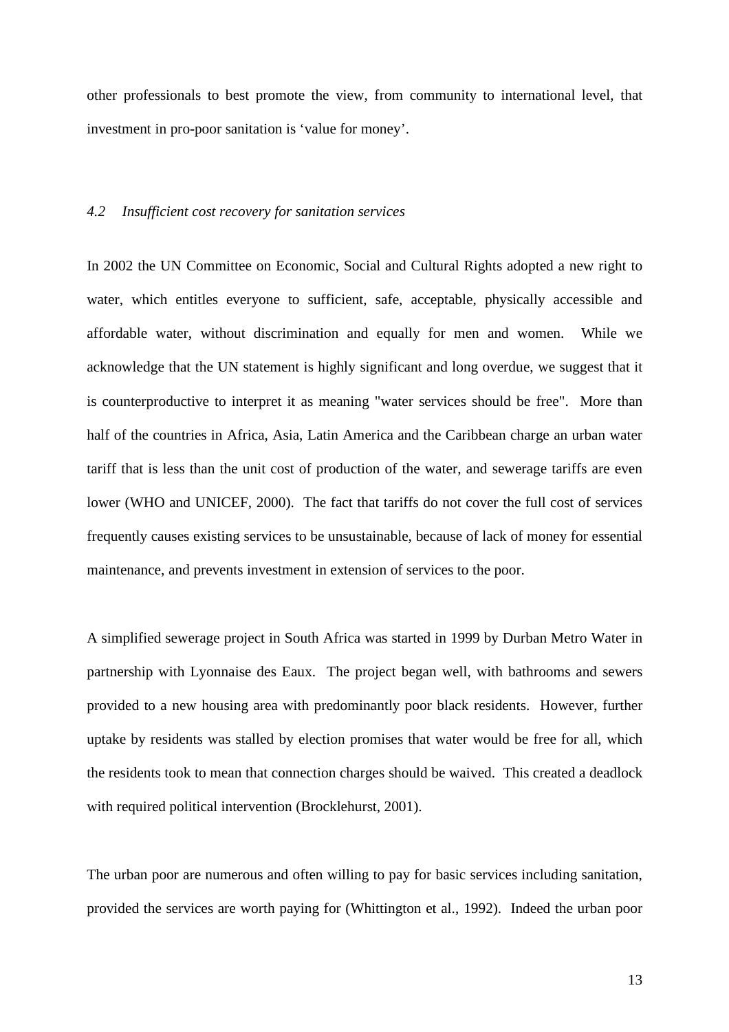other professionals to best promote the view, from community to international level, that investment in pro-poor sanitation is 'value for money'.

### *4.2 Insufficient cost recovery for sanitation services*

In 2002 the UN Committee on Economic, Social and Cultural Rights adopted a new right to water, which entitles everyone to sufficient, safe, acceptable, physically accessible and affordable water, without discrimination and equally for men and women. While we acknowledge that the UN statement is highly significant and long overdue, we suggest that it is counterproductive to interpret it as meaning "water services should be free". More than half of the countries in Africa, Asia, Latin America and the Caribbean charge an urban water tariff that is less than the unit cost of production of the water, and sewerage tariffs are even lower (WHO and UNICEF, 2000). The fact that tariffs do not cover the full cost of services frequently causes existing services to be unsustainable, because of lack of money for essential maintenance, and prevents investment in extension of services to the poor.

A simplified sewerage project in South Africa was started in 1999 by Durban Metro Water in partnership with Lyonnaise des Eaux. The project began well, with bathrooms and sewers provided to a new housing area with predominantly poor black residents. However, further uptake by residents was stalled by election promises that water would be free for all, which the residents took to mean that connection charges should be waived. This created a deadlock with required political intervention (Brocklehurst, 2001).

The urban poor are numerous and often willing to pay for basic services including sanitation, provided the services are worth paying for (Whittington et al., 1992). Indeed the urban poor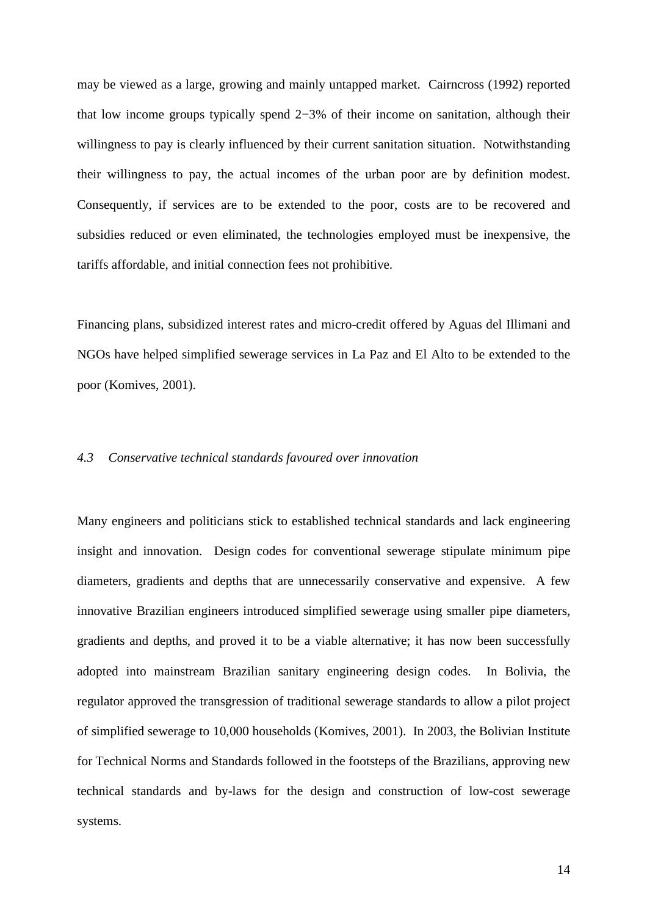may be viewed as a large, growing and mainly untapped market. Cairncross (1992) reported that low income groups typically spend 2−3% of their income on sanitation, although their willingness to pay is clearly influenced by their current sanitation situation. Notwithstanding their willingness to pay, the actual incomes of the urban poor are by definition modest. Consequently, if services are to be extended to the poor, costs are to be recovered and subsidies reduced or even eliminated, the technologies employed must be inexpensive, the tariffs affordable, and initial connection fees not prohibitive.

Financing plans, subsidized interest rates and micro-credit offered by Aguas del Illimani and NGOs have helped simplified sewerage services in La Paz and El Alto to be extended to the poor (Komives, 2001).

### *4.3 Conservative technical standards favoured over innovation*

Many engineers and politicians stick to established technical standards and lack engineering insight and innovation. Design codes for conventional sewerage stipulate minimum pipe diameters, gradients and depths that are unnecessarily conservative and expensive. A few innovative Brazilian engineers introduced simplified sewerage using smaller pipe diameters, gradients and depths, and proved it to be a viable alternative; it has now been successfully adopted into mainstream Brazilian sanitary engineering design codes. In Bolivia, the regulator approved the transgression of traditional sewerage standards to allow a pilot project of simplified sewerage to 10,000 households (Komives, 2001). In 2003, the Bolivian Institute for Technical Norms and Standards followed in the footsteps of the Brazilians, approving new technical standards and by-laws for the design and construction of low-cost sewerage systems.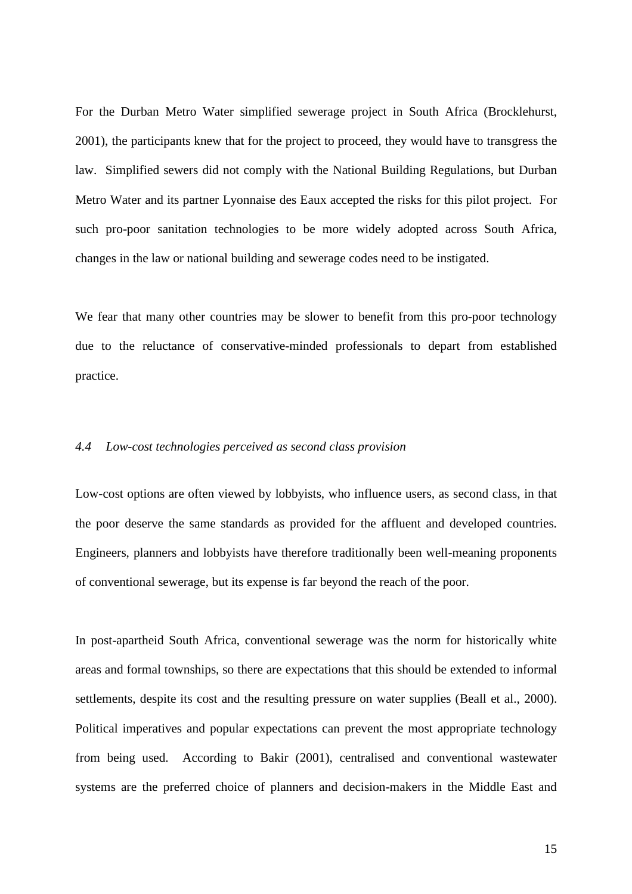For the Durban Metro Water simplified sewerage project in South Africa (Brocklehurst, 2001), the participants knew that for the project to proceed, they would have to transgress the law. Simplified sewers did not comply with the National Building Regulations, but Durban Metro Water and its partner Lyonnaise des Eaux accepted the risks for this pilot project. For such pro-poor sanitation technologies to be more widely adopted across South Africa, changes in the law or national building and sewerage codes need to be instigated.

We fear that many other countries may be slower to benefit from this pro-poor technology due to the reluctance of conservative-minded professionals to depart from established practice.

### *4.4 Low-cost technologies perceived as second class provision*

Low-cost options are often viewed by lobbyists, who influence users, as second class, in that the poor deserve the same standards as provided for the affluent and developed countries. Engineers, planners and lobbyists have therefore traditionally been well-meaning proponents of conventional sewerage, but its expense is far beyond the reach of the poor.

In post-apartheid South Africa, conventional sewerage was the norm for historically white areas and formal townships, so there are expectations that this should be extended to informal settlements, despite its cost and the resulting pressure on water supplies (Beall et al., 2000). Political imperatives and popular expectations can prevent the most appropriate technology from being used. According to Bakir (2001), centralised and conventional wastewater systems are the preferred choice of planners and decision-makers in the Middle East and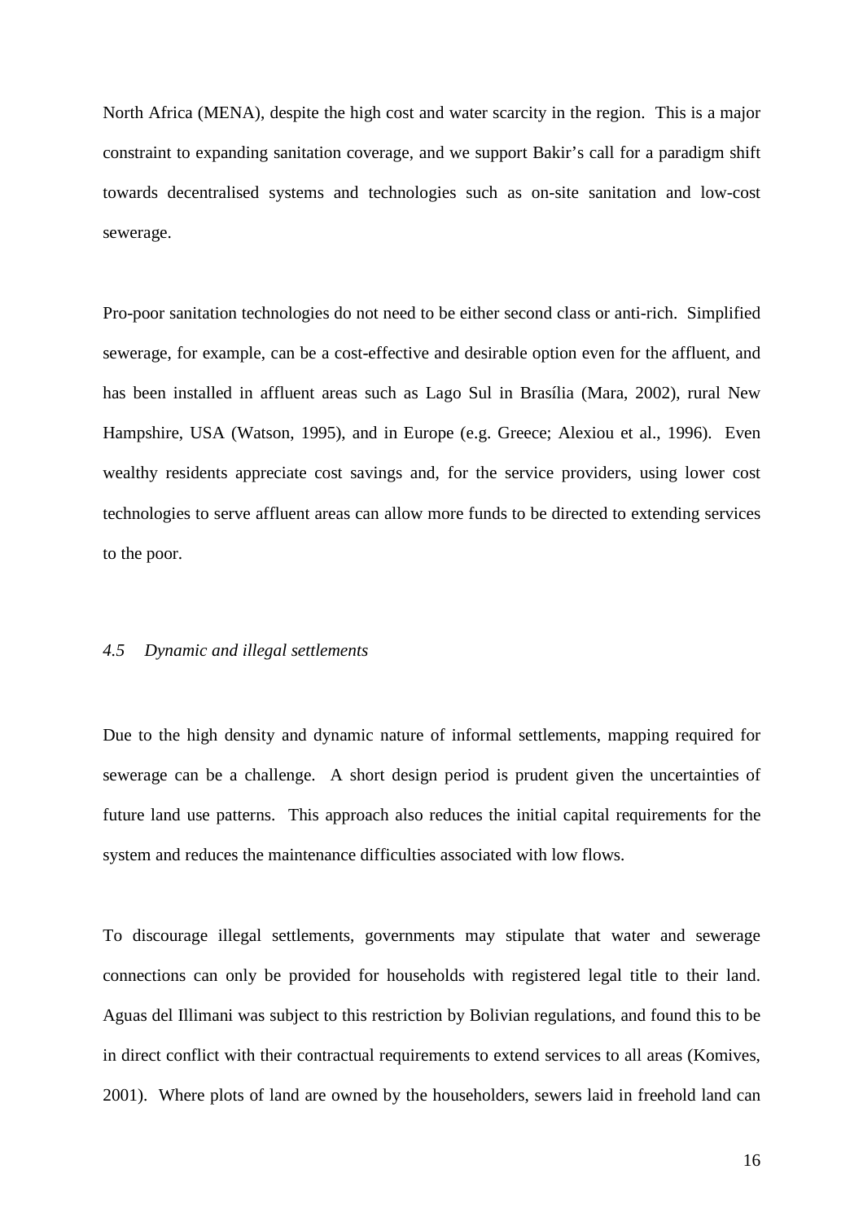North Africa (MENA), despite the high cost and water scarcity in the region. This is a major constraint to expanding sanitation coverage, and we support Bakir's call for a paradigm shift towards decentralised systems and technologies such as on-site sanitation and low-cost sewerage.

Pro-poor sanitation technologies do not need to be either second class or anti-rich. Simplified sewerage, for example, can be a cost-effective and desirable option even for the affluent, and has been installed in affluent areas such as Lago Sul in Brasília (Mara, 2002), rural New Hampshire, USA (Watson, 1995), and in Europe (e.g. Greece; Alexiou et al., 1996). Even wealthy residents appreciate cost savings and, for the service providers, using lower cost technologies to serve affluent areas can allow more funds to be directed to extending services to the poor.

### *4.5 Dynamic and illegal settlements*

Due to the high density and dynamic nature of informal settlements, mapping required for sewerage can be a challenge. A short design period is prudent given the uncertainties of future land use patterns. This approach also reduces the initial capital requirements for the system and reduces the maintenance difficulties associated with low flows.

To discourage illegal settlements, governments may stipulate that water and sewerage connections can only be provided for households with registered legal title to their land. Aguas del Illimani was subject to this restriction by Bolivian regulations, and found this to be in direct conflict with their contractual requirements to extend services to all areas (Komives, 2001). Where plots of land are owned by the householders, sewers laid in freehold land can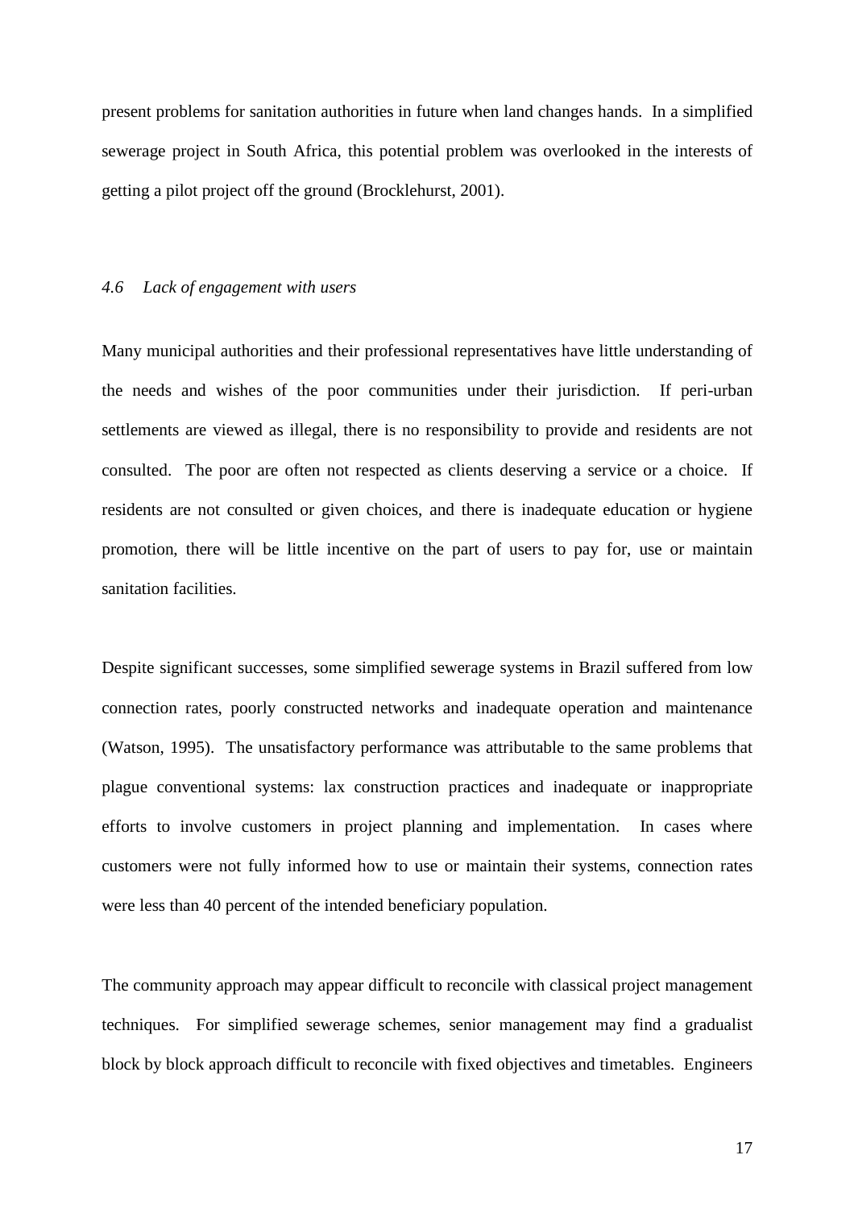present problems for sanitation authorities in future when land changes hands. In a simplified sewerage project in South Africa, this potential problem was overlooked in the interests of getting a pilot project off the ground (Brocklehurst, 2001).

### *4.6 Lack of engagement with users*

Many municipal authorities and their professional representatives have little understanding of the needs and wishes of the poor communities under their jurisdiction. If peri-urban settlements are viewed as illegal, there is no responsibility to provide and residents are not consulted. The poor are often not respected as clients deserving a service or a choice. If residents are not consulted or given choices, and there is inadequate education or hygiene promotion, there will be little incentive on the part of users to pay for, use or maintain sanitation facilities.

Despite significant successes, some simplified sewerage systems in Brazil suffered from low connection rates, poorly constructed networks and inadequate operation and maintenance (Watson, 1995). The unsatisfactory performance was attributable to the same problems that plague conventional systems: lax construction practices and inadequate or inappropriate efforts to involve customers in project planning and implementation. In cases where customers were not fully informed how to use or maintain their systems, connection rates were less than 40 percent of the intended beneficiary population.

The community approach may appear difficult to reconcile with classical project management techniques. For simplified sewerage schemes, senior management may find a gradualist block by block approach difficult to reconcile with fixed objectives and timetables. Engineers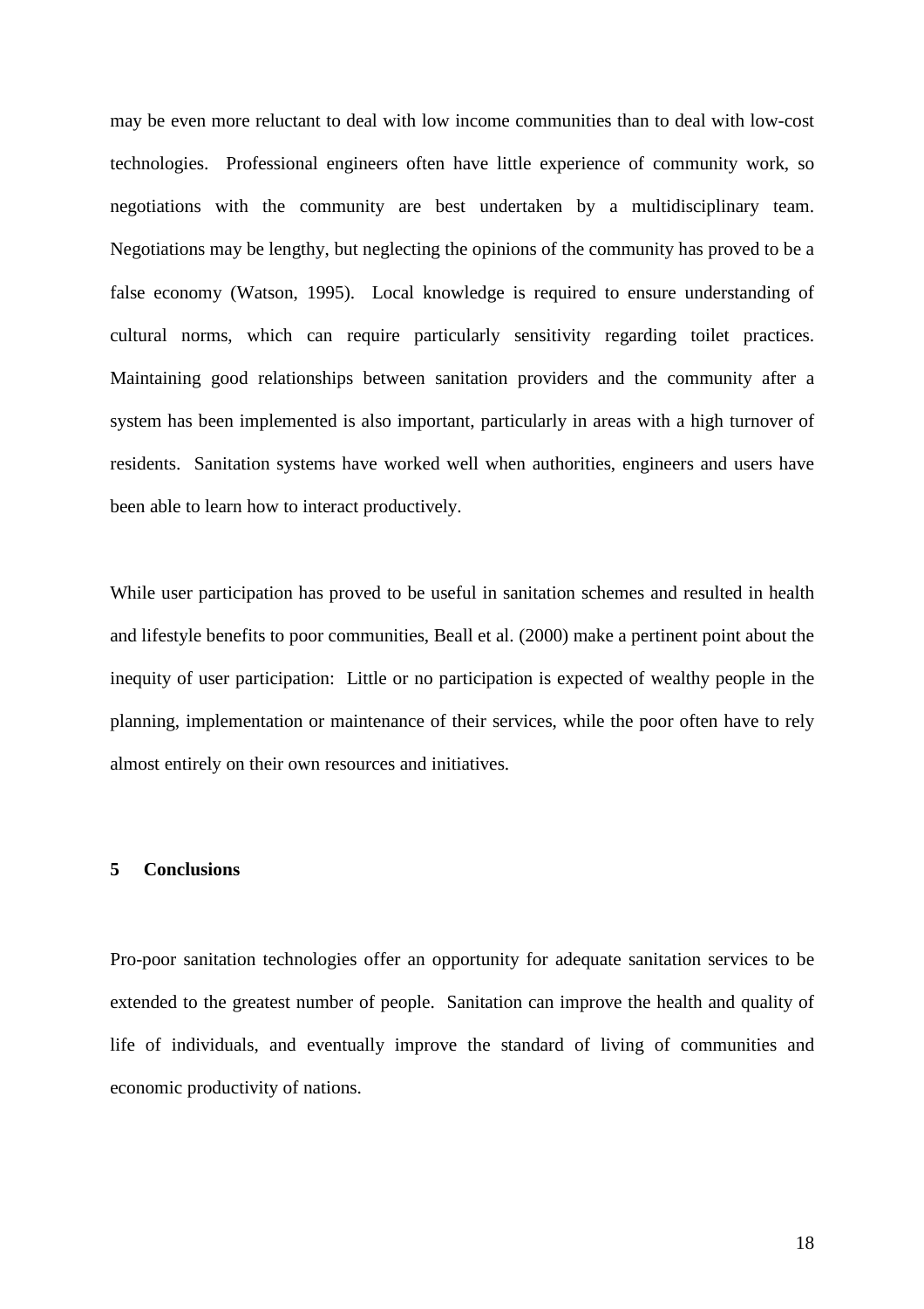may be even more reluctant to deal with low income communities than to deal with low-cost technologies. Professional engineers often have little experience of community work, so negotiations with the community are best undertaken by a multidisciplinary team. Negotiations may be lengthy, but neglecting the opinions of the community has proved to be a false economy (Watson, 1995). Local knowledge is required to ensure understanding of cultural norms, which can require particularly sensitivity regarding toilet practices. Maintaining good relationships between sanitation providers and the community after a system has been implemented is also important, particularly in areas with a high turnover of residents. Sanitation systems have worked well when authorities, engineers and users have been able to learn how to interact productively.

While user participation has proved to be useful in sanitation schemes and resulted in health and lifestyle benefits to poor communities, Beall et al. (2000) make a pertinent point about the inequity of user participation: Little or no participation is expected of wealthy people in the planning, implementation or maintenance of their services, while the poor often have to rely almost entirely on their own resources and initiatives.

## 5 Conclusions

Pro-poor sanitation technologies offer an opportunity for adequate sanitation services to be extended to the greatest number of people. Sanitation can improve the health and quality of life of individuals, and eventually improve the standard of living of communities and economic productivity of nations.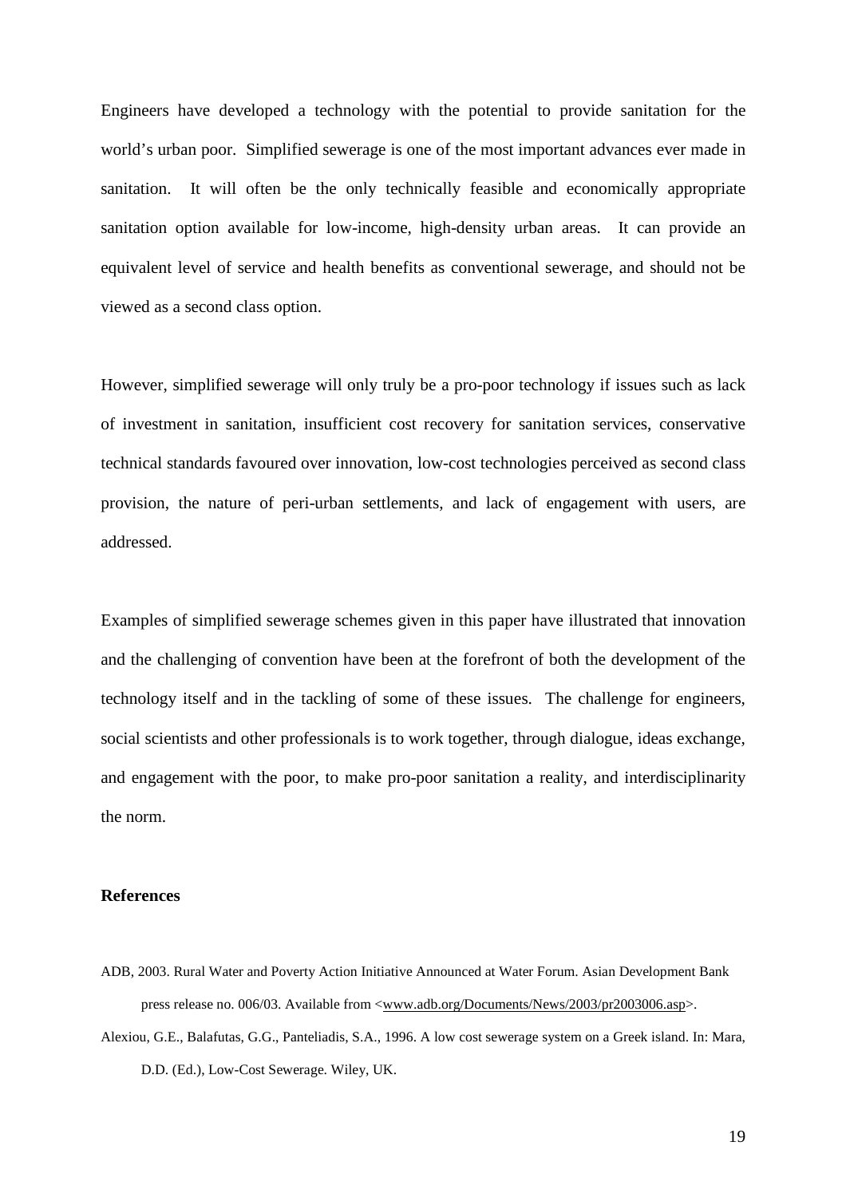Engineers have developed a technology with the potential to provide sanitation for the world's urban poor. Simplified sewerage is one of the most important advances ever made in sanitation. It will often be the only technically feasible and economically appropriate sanitation option available for low-income, high-density urban areas. It can provide an equivalent level of service and health benefits as conventional sewerage, and should not be viewed as a second class option.

However, simplified sewerage will only truly be a pro-poor technology if issues such as lack of investment in sanitation, insufficient cost recovery for sanitation services, conservative technical standards favoured over innovation, low-cost technologies perceived as second class provision, the nature of peri-urban settlements, and lack of engagement with users, are addressed.

Examples of simplified sewerage schemes given in this paper have illustrated that innovation and the challenging of convention have been at the forefront of both the development of the technology itself and in the tackling of some of these issues. The challenge for engineers, social scientists and other professionals is to work together, through dialogue, ideas exchange, and engagement with the poor, to make pro-poor sanitation a reality, and interdisciplinarity the norm.

## References

ADB, 2003. Rural Water and Poverty Action Initiative Announced at Water Forum. Asian Development Bank press release no. 006/03. Available from <www.adb.org/Documents/News/2003/pr2003006.asp>.

Alexiou, G.E., Balafutas, G.G., Panteliadis, S.A., 1996. A low cost sewerage system on a Greek island. In: Mara, D.D. (Ed.), Low-Cost Sewerage. Wiley, UK.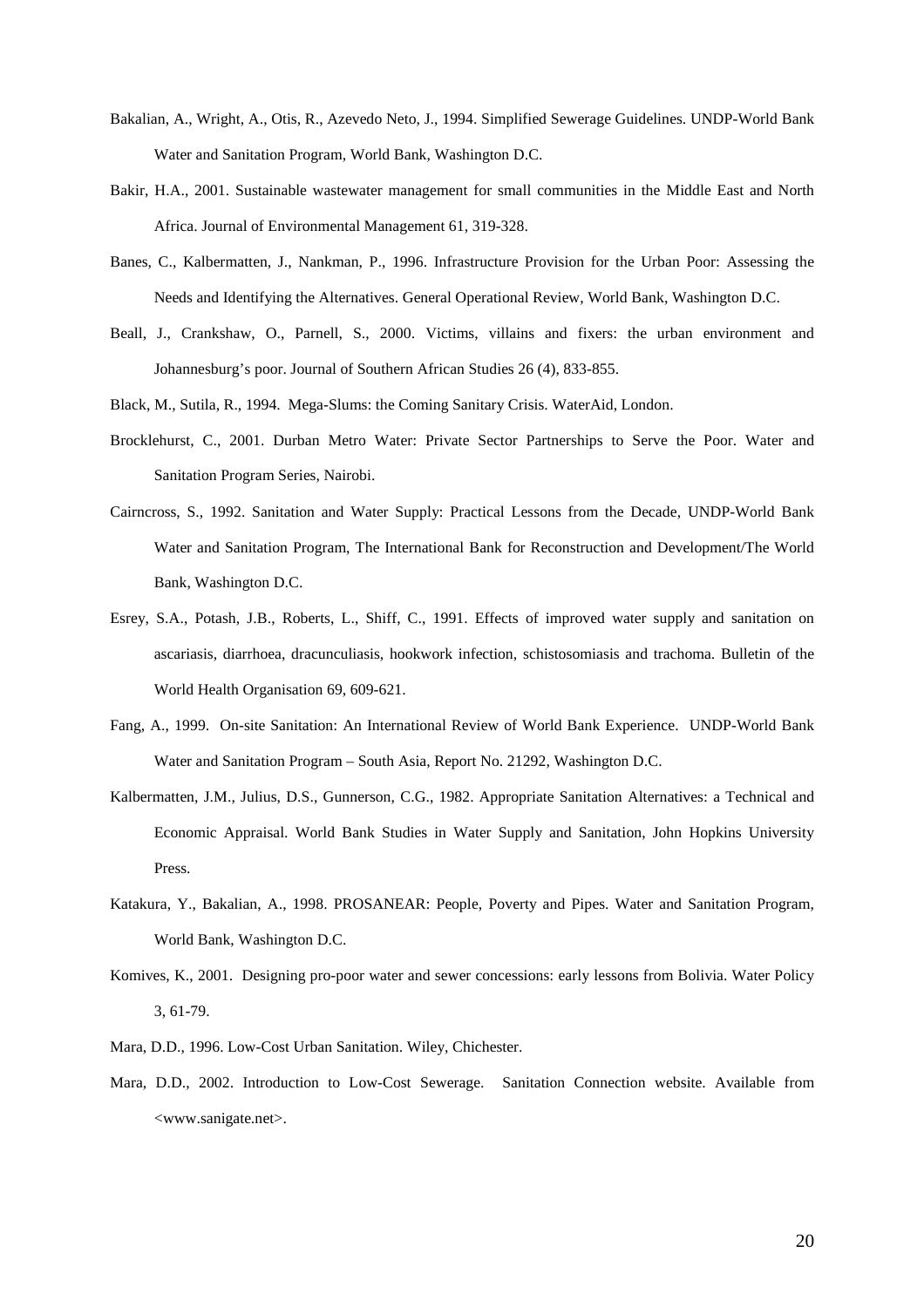Bakalian, A., Wright, A., Otis, R., Azevedo Neto, J., 1994. Simplified Sewerage Guidelines. UNDP-World Bank Water and Sanitation Program, World Bank, Washington D.C.

Bakir, H.A., 2001. Sustainable wastewater management for small communities in the Middle East and North Africa. Journal of Environmental Management 61, 319-328.

Banes, C., Kalbermatten, J., Nankman, P., 1996. Infrastructure Provision for the Urban Poor: Assessing the Needs and Identifying the Alternatives. General Operational Review, World Bank, Washington D.C.

Beall, J., Crankshaw, O., Parnell, S., 2000. Victims, villains and fixers: the urban environment and Johannesburg's poor. Journal of Southern African Studies 26 (4), 833-855.

Black, M., Sutila, R., 1994. Mega-Slums: the Coming Sanitary Crisis. WaterAid, London.

Brocklehurst, C., 2001. Durban Metro Water: Private Sector Partnerships to Serve the Poor. Water and Sanitation Program Series, Nairobi.

Cairncross, S., 1992. Sanitation and Water Supply: Practical Lessons from the Decade, UNDP-World Bank Water and Sanitation Program, The International Bank for Reconstruction and Development/The World Bank, Washington D.C.

Esrey, S.A., Potash, J.B., Roberts, L., Shiff, C., 1991. Effects of improved water supply and sanitation on ascariasis, diarrhoea, dracunculiasis, hookwork infection, schistosomiasis and trachoma. Bulletin of the World Health Organisation 69, 609-621.

Fang, A., 1999. On-site Sanitation: An International Review of World Bank Experience. UNDP-World Bank Water and Sanitation Program – South Asia, Report No. 21292, Washington D.C.

Kalbermatten, J.M., Julius, D.S., Gunnerson, C.G., 1982. Appropriate Sanitation Alternatives: a Technical and Economic Appraisal. World Bank Studies in Water Supply and Sanitation, John Hopkins University Press.

Katakura, Y., Bakalian, A., 1998. PROSANEAR: People, Poverty and Pipes. Water and Sanitation Program, World Bank, Washington D.C.

Komives, K., 2001. Designing pro-poor water and sewer concessions: early lessons from Bolivia. Water Policy 3, 61-79.

Mara, D.D., 1996. Low-Cost Urban Sanitation. Wiley, Chichester.

Mara, D.D., 2002. Introduction to Low-Cost Sewerage. Sanitation Connection website. Available from <www.sanigate.net>.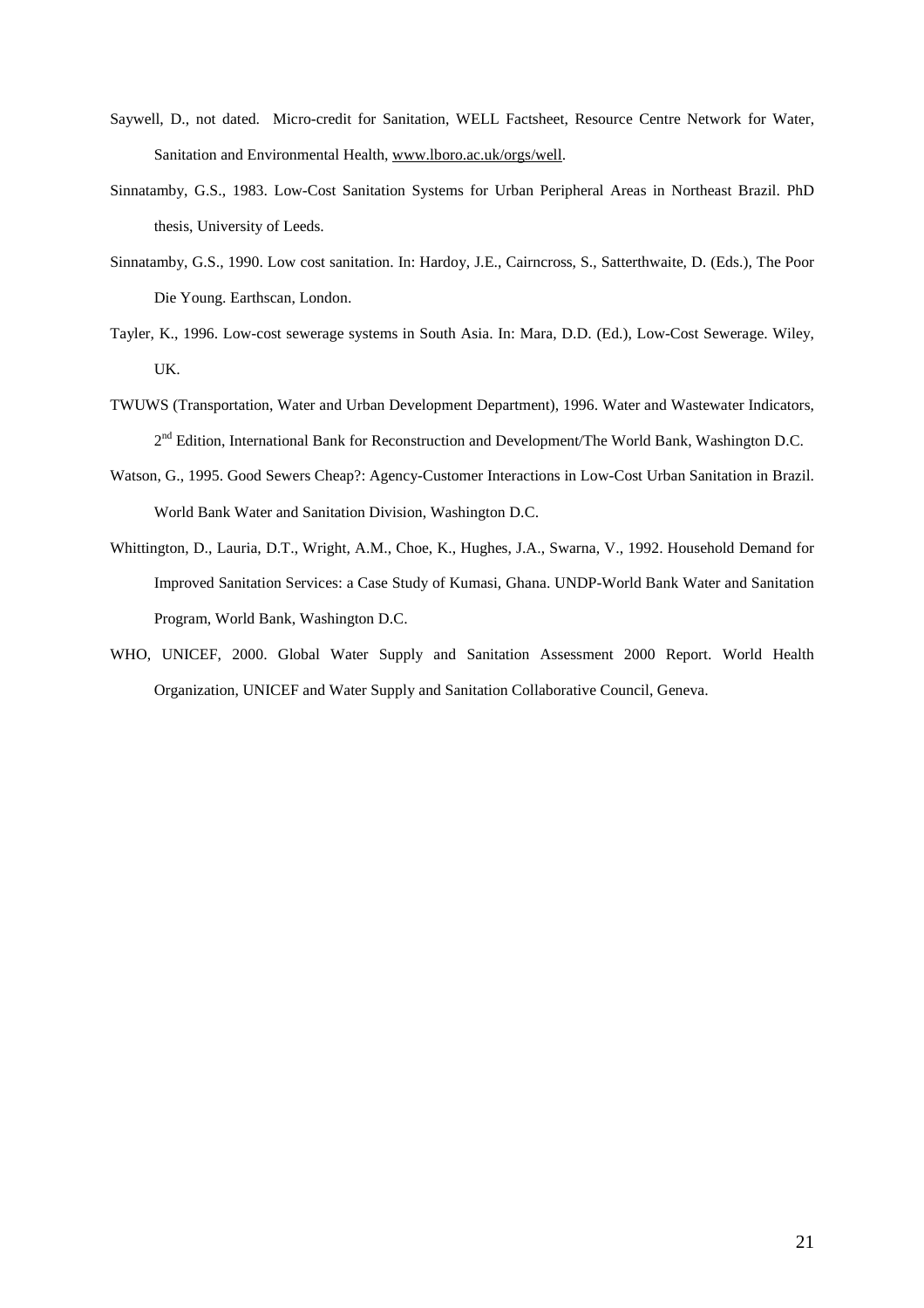Saywell, D., not dated. Micro-credit for Sanitation, WELL Factsheet, Resource Centre Network for Water, Sanitation and Environmental Health, www.lboro.ac.uk/orgs/well.

Sinnatamby, G.S., 1983. Low-Cost Sanitation Systems for Urban Peripheral Areas in Northeast Brazil. PhD thesis, University of Leeds.

Sinnatamby, G.S., 1990. Low cost sanitation. In: Hardoy, J.E., Cairncross, S., Satterthwaite, D. (Eds.), The Poor Die Young. Earthscan, London.

Tayler, K., 1996. Low-cost sewerage systems in South Asia. In: Mara, D.D. (Ed.), Low-Cost Sewerage. Wiley, UK.

TWUWS (Transportation, Water and Urban Development Department), 1996. Water and Wastewater Indicators, 2nd Edition, International Bank for Reconstruction and Development/The World Bank, Washington D.C.

Watson, G., 1995. Good Sewers Cheap?: Agency-Customer Interactions in Low-Cost Urban Sanitation in Brazil. World Bank Water and Sanitation Division, Washington D.C.

Whittington, D., Lauria, D.T., Wright, A.M., Choe, K., Hughes, J.A., Swarna, V., 1992. Household Demand for Improved Sanitation Services: a Case Study of Kumasi, Ghana. UNDP-World Bank Water and Sanitation Program, World Bank, Washington D.C.

WHO, UNICEF, 2000. Global Water Supply and Sanitation Assessment 2000 Report. World Health Organization, UNICEF and Water Supply and Sanitation Collaborative Council, Geneva.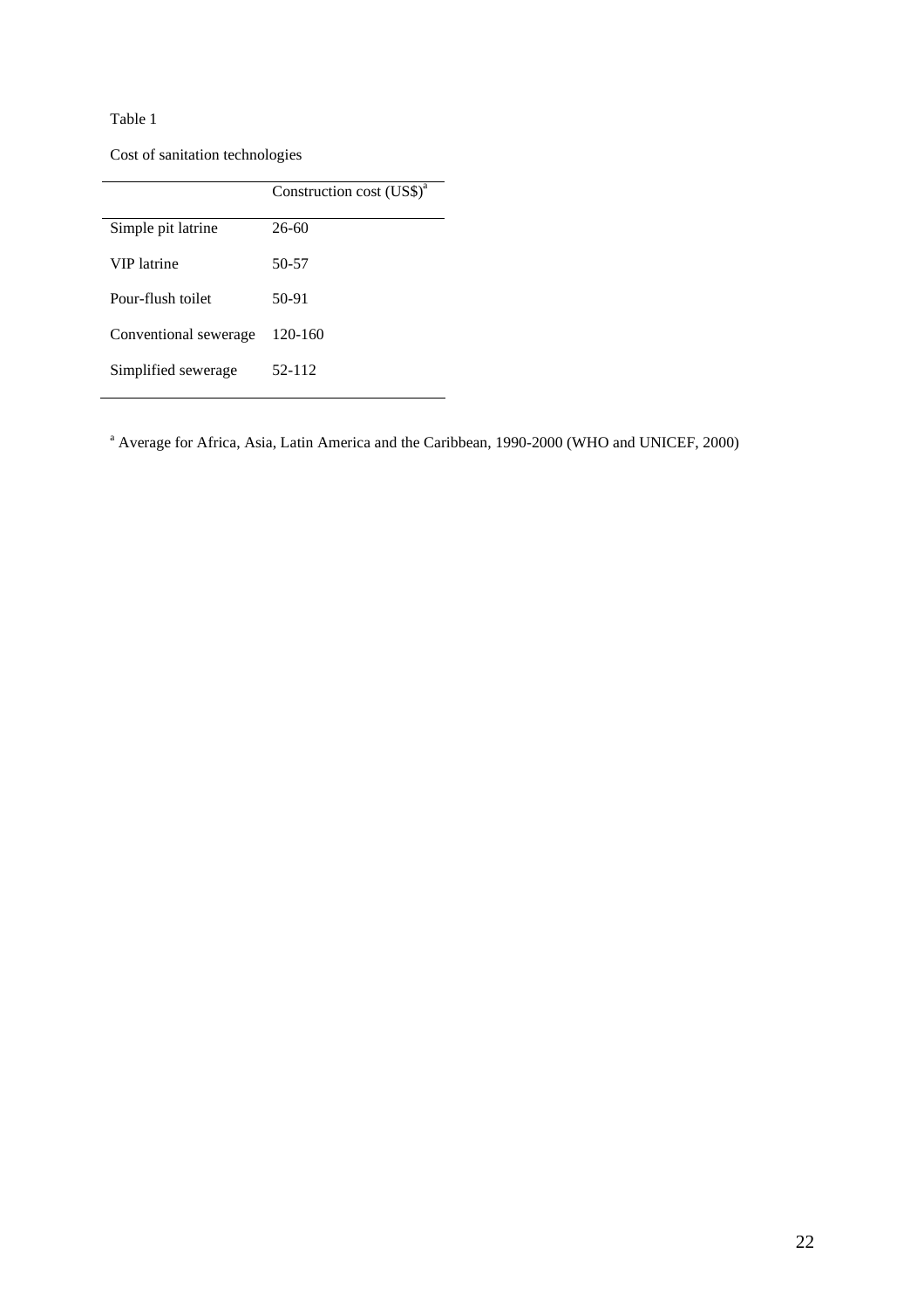Table 1

Cost of sanitation technologies

| | Construction cost (US$)[a] |
|---|---|
| Simple pit latrine | 26-60 |
| VIP latrine | 50-57 |
| Pour-flush toilet | 50-91 |
| Conventional sewerage | 120-160 |
| Simplified sewerage | 52-112 |

[a] Average for Africa, Asia, Latin America and the Caribbean, 1990-2000 (WHO and UNICEF, 2000)